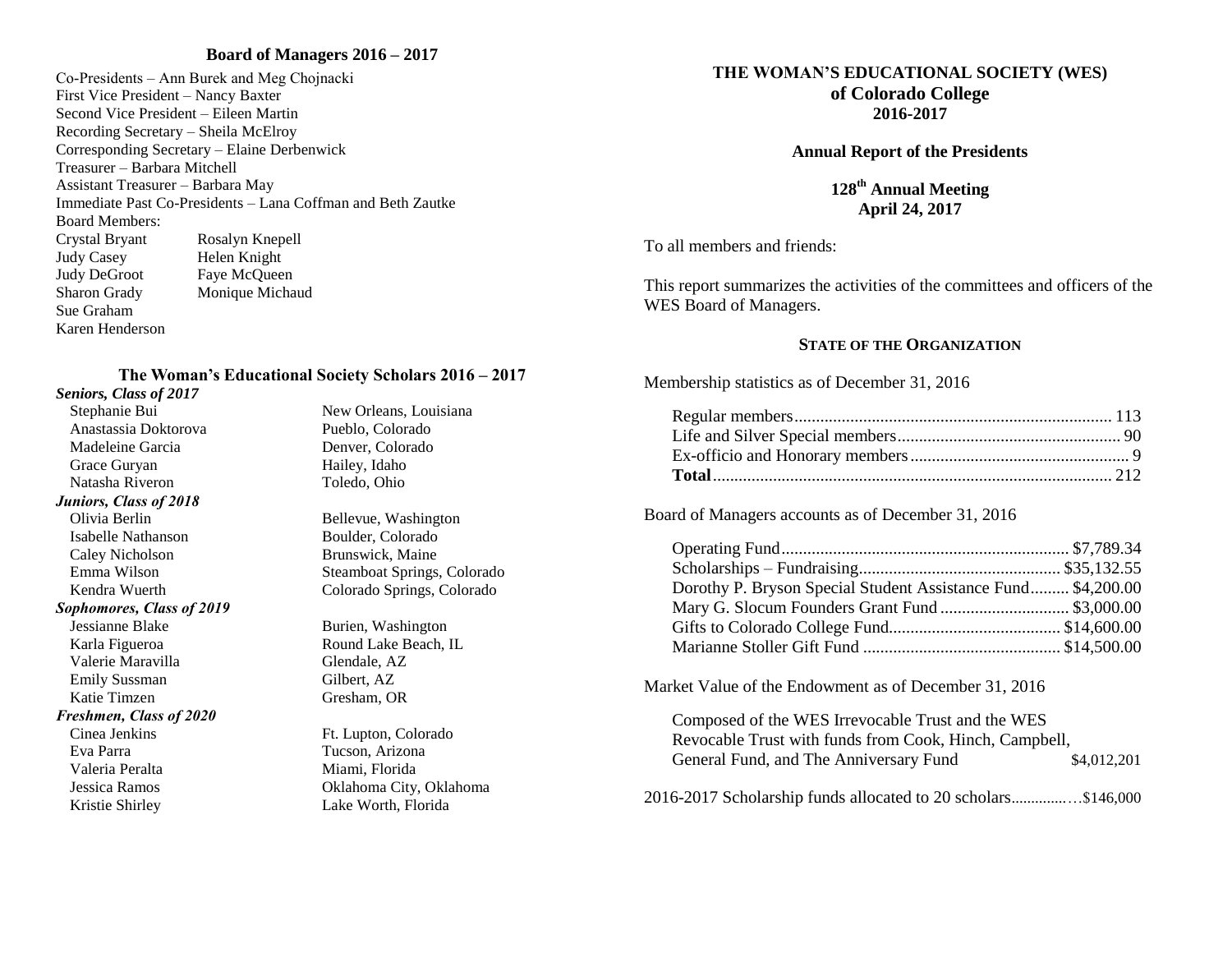## Board of Managers 2016 – 2017

Co-Presidents – Ann Burek and Meg Chojnacki
First Vice President – Nancy Baxter
Second Vice President – Eileen Martin
Recording Secretary – Sheila McElroy
Corresponding Secretary – Elaine Derbenwick
Treasurer – Barbara Mitchell
Assistant Treasurer – Barbara May
Immediate Past Co-Presidents – Lana Coffman and Beth Zautke
Board Members:

Crystal Bryant
Judy Casey
Judy DeGroot
Sharon Grady
Sue Graham
Karen Henderson
Rosalyn Knepell
Helen Knight
Faye McQueen
Monique Michaud

## The Woman's Educational Society Scholars 2016 – 2017

***Seniors, Class of 2017***

| | |
|---|---|
| Stephanie Bui | New Orleans, Louisiana |
| Anastassia Doktorova | Pueblo, Colorado |
| Madeleine Garcia | Denver, Colorado |
| Grace Guryan | Hailey, Idaho |
| Natasha Riveron | Toledo, Ohio |

***Juniors, Class of 2018***

| | |
|---|---|
| Olivia Berlin | Bellevue, Washington |
| Isabelle Nathanson | Boulder, Colorado |
| Caley Nicholson | Brunswick, Maine |
| Emma Wilson | Steamboat Springs, Colorado |
| Kendra Wuerth | Colorado Springs, Colorado |

***Sophomores, Class of 2019***

| | |
|---|---|
| Jessianne Blake | Burien, Washington |
| Karla Figueroa | Round Lake Beach, IL |
| Valerie Maravilla | Glendale, AZ |
| Emily Sussman | Gilbert, AZ |
| Katie Timzen | Gresham, OR |

***Freshmen, Class of 2020***

| | |
|---|---|
| Cinea Jenkins | Ft. Lupton, Colorado |
| Eva Parra | Tucson, Arizona |
| Valeria Peralta | Miami, Florida |
| Jessica Ramos | Oklahoma City, Oklahoma |
| Kristie Shirley | Lake Worth, Florida |

# THE WOMAN'S EDUCATIONAL SOCIETY (WES) of Colorado College 2016-2017

## Annual Report of the Presidents

## 128th Annual Meeting April 24, 2017

To all members and friends:

This report summarizes the activities of the committees and officers of the WES Board of Managers.

### STATE OF THE ORGANIZATION

Membership statistics as of December 31, 2016

| | |
|---|---|
| Regular members | 113 |
| Life and Silver Special members | 90 |
| Ex-officio and Honorary members | 9 |
| **Total** | 212 |

Board of Managers accounts as of December 31, 2016

| | |
|---|---|
| Operating Fund | $7,789.34 |
| Scholarships – Fundraising | $35,132.55 |
| Dorothy P. Bryson Special Student Assistance Fund | $4,200.00 |
| Mary G. Slocum Founders Grant Fund | $3,000.00 |
| Gifts to Colorado College Fund | $14,600.00 |
| Marianne Stoller Gift Fund | $14,500.00 |

Market Value of the Endowment as of December 31, 2016

| | |
|---|---|
| Composed of the WES Irrevocable Trust and the WES Revocable Trust with funds from Cook, Hinch, Campbell, General Fund, and The Anniversary Fund | $4,012,201 |

2016-2017 Scholarship funds allocated to 20 scholars…………..$146,000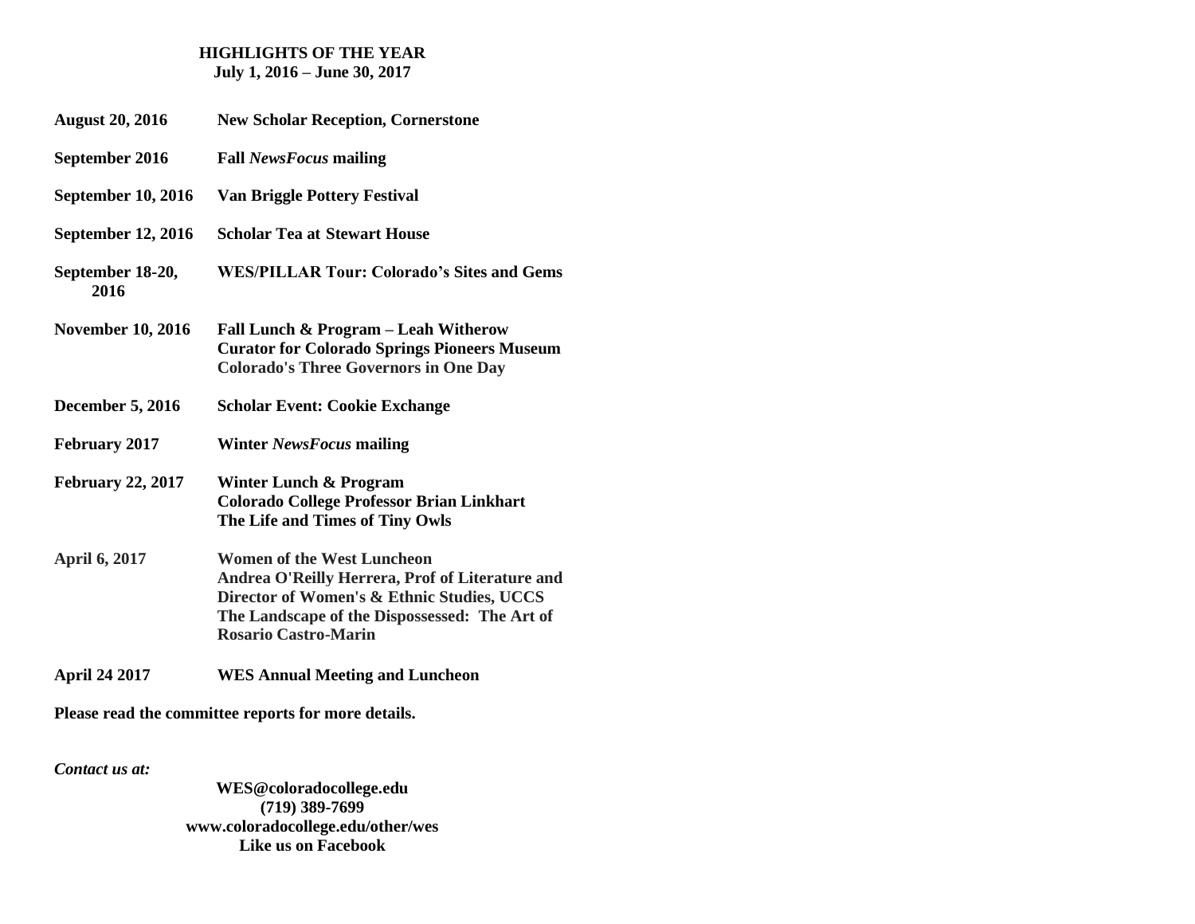## HIGHLIGHTS OF THE YEAR
**July 1, 2016 – June 30, 2017**

| | |
|---|---|
| **August 20, 2016** | **New Scholar Reception, Cornerstone** |
| **September 2016** | **Fall *NewsFocus* mailing** |
| **September 10, 2016** | **Van Briggle Pottery Festival** |
| **September 12, 2016** | **Scholar Tea at Stewart House** |
| **September 18-20, 2016** | **WES/PILLAR Tour: Colorado's Sites and Gems** |
| **November 10, 2016** | **Fall Lunch & Program – Leah Witherow**<br>**Curator for Colorado Springs Pioneers Museum**<br>**Colorado's Three Governors in One Day** |
| **December 5, 2016** | **Scholar Event: Cookie Exchange** |
| **February 2017** | **Winter *NewsFocus* mailing** |
| **February 22, 2017** | **Winter Lunch & Program**<br>**Colorado College Professor Brian Linkhart**<br>**The Life and Times of Tiny Owls** |
| **April 6, 2017** | **Women of the West Luncheon**<br>**Andrea O'Reilly Herrera, Prof of Literature and Director of Women's & Ethnic Studies, UCCS**<br>**The Landscape of the Dispossessed: The Art of Rosario Castro-Marin** |
| **April 24 2017** | **WES Annual Meeting and Luncheon** |

**Please read the committee reports for more details.**

***Contact us at:***

**WES@coloradocollege.edu**
**(719) 389-7699**
**www.coloradocollege.edu/other/wes**
**Like us on Facebook**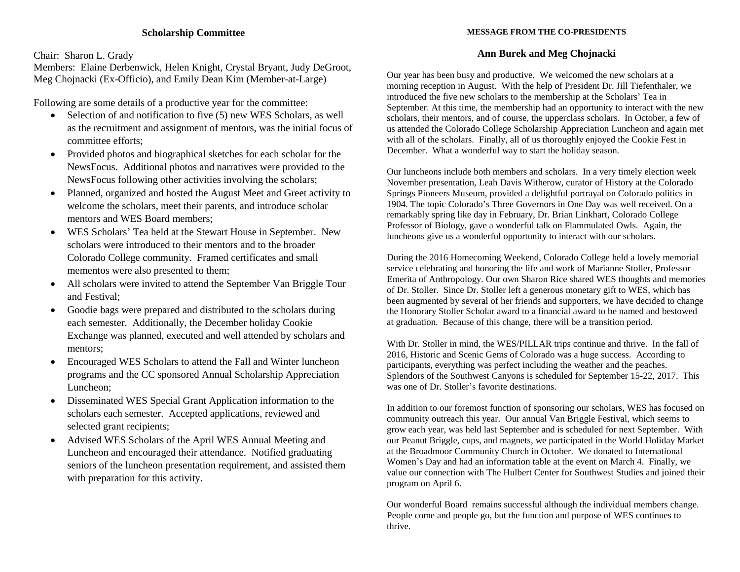## Scholarship Committee

Chair: Sharon L. Grady
Members: Elaine Derbenwick, Helen Knight, Crystal Bryant, Judy DeGroot, Meg Chojnacki (Ex-Officio), and Emily Dean Kim (Member-at-Large)

Following are some details of a productive year for the committee:

- Selection of and notification to five (5) new WES Scholars, as well as the recruitment and assignment of mentors, was the initial focus of committee efforts;
- Provided photos and biographical sketches for each scholar for the NewsFocus. Additional photos and narratives were provided to the NewsFocus following other activities involving the scholars;
- Planned, organized and hosted the August Meet and Greet activity to welcome the scholars, meet their parents, and introduce scholar mentors and WES Board members;
- WES Scholars' Tea held at the Stewart House in September. New scholars were introduced to their mentors and to the broader Colorado College community. Framed certificates and small mementos were also presented to them;
- All scholars were invited to attend the September Van Briggle Tour and Festival;
- Goodie bags were prepared and distributed to the scholars during each semester. Additionally, the December holiday Cookie Exchange was planned, executed and well attended by scholars and mentors;
- Encouraged WES Scholars to attend the Fall and Winter luncheon programs and the CC sponsored Annual Scholarship Appreciation Luncheon;
- Disseminated WES Special Grant Application information to the scholars each semester. Accepted applications, reviewed and selected grant recipients;
- Advised WES Scholars of the April WES Annual Meeting and Luncheon and encouraged their attendance. Notified graduating seniors of the luncheon presentation requirement, and assisted them with preparation for this activity.

## MESSAGE FROM THE CO-PRESIDENTS

### Ann Burek and Meg Chojnacki

Our year has been busy and productive. We welcomed the new scholars at a morning reception in August. With the help of President Dr. Jill Tiefenthaler, we introduced the five new scholars to the membership at the Scholars' Tea in September. At this time, the membership had an opportunity to interact with the new scholars, their mentors, and of course, the upperclass scholars. In October, a few of us attended the Colorado College Scholarship Appreciation Luncheon and again met with all of the scholars. Finally, all of us thoroughly enjoyed the Cookie Fest in December. What a wonderful way to start the holiday season.

Our luncheons include both members and scholars. In a very timely election week November presentation, Leah Davis Witherow, curator of History at the Colorado Springs Pioneers Museum, provided a delightful portrayal on Colorado politics in 1904. The topic Colorado's Three Governors in One Day was well received. On a remarkably spring like day in February, Dr. Brian Linkhart, Colorado College Professor of Biology, gave a wonderful talk on Flammulated Owls. Again, the luncheons give us a wonderful opportunity to interact with our scholars.

During the 2016 Homecoming Weekend, Colorado College held a lovely memorial service celebrating and honoring the life and work of Marianne Stoller, Professor Emerita of Anthropology. Our own Sharon Rice shared WES thoughts and memories of Dr. Stoller. Since Dr. Stoller left a generous monetary gift to WES, which has been augmented by several of her friends and supporters, we have decided to change the Honorary Stoller Scholar award to a financial award to be named and bestowed at graduation. Because of this change, there will be a transition period.

With Dr. Stoller in mind, the WES/PILLAR trips continue and thrive. In the fall of 2016, Historic and Scenic Gems of Colorado was a huge success. According to participants, everything was perfect including the weather and the peaches. Splendors of the Southwest Canyons is scheduled for September 15-22, 2017. This was one of Dr. Stoller's favorite destinations.

In addition to our foremost function of sponsoring our scholars, WES has focused on community outreach this year. Our annual Van Briggle Festival, which seems to grow each year, was held last September and is scheduled for next September. With our Peanut Briggle, cups, and magnets, we participated in the World Holiday Market at the Broadmoor Community Church in October. We donated to International Women's Day and had an information table at the event on March 4. Finally, we value our connection with The Hulbert Center for Southwest Studies and joined their program on April 6.

Our wonderful Board remains successful although the individual members change. People come and people go, but the function and purpose of WES continues to thrive.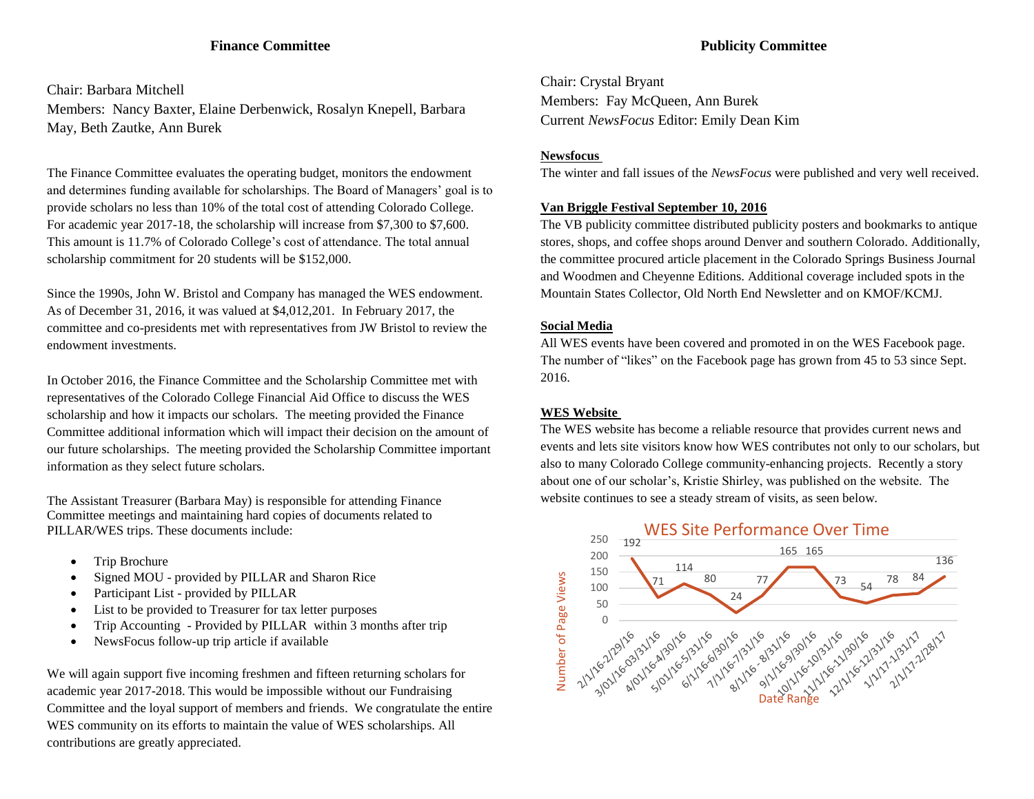## Finance Committee

Chair: Barbara Mitchell
Members: Nancy Baxter, Elaine Derbenwick, Rosalyn Knepell, Barbara May, Beth Zautke, Ann Burek

The Finance Committee evaluates the operating budget, monitors the endowment and determines funding available for scholarships. The Board of Managers' goal is to provide scholars no less than 10% of the total cost of attending Colorado College. For academic year 2017-18, the scholarship will increase from $7,300 to $7,600. This amount is 11.7% of Colorado College's cost of attendance. The total annual scholarship commitment for 20 students will be $152,000.

Since the 1990s, John W. Bristol and Company has managed the WES endowment. As of December 31, 2016, it was valued at $4,012,201. In February 2017, the committee and co-presidents met with representatives from JW Bristol to review the endowment investments.

In October 2016, the Finance Committee and the Scholarship Committee met with representatives of the Colorado College Financial Aid Office to discuss the WES scholarship and how it impacts our scholars. The meeting provided the Finance Committee additional information which will impact their decision on the amount of our future scholarships. The meeting provided the Scholarship Committee important information as they select future scholars.

The Assistant Treasurer (Barbara May) is responsible for attending Finance Committee meetings and maintaining hard copies of documents related to PILLAR/WES trips. These documents include:

- Trip Brochure
- Signed MOU - provided by PILLAR and Sharon Rice
- Participant List - provided by PILLAR
- List to be provided to Treasurer for tax letter purposes
- Trip Accounting - Provided by PILLAR within 3 months after trip
- NewsFocus follow-up trip article if available

We will again support five incoming freshmen and fifteen returning scholars for academic year 2017-2018. This would be impossible without our Fundraising Committee and the loyal support of members and friends. We congratulate the entire WES community on its efforts to maintain the value of WES scholarships. All contributions are greatly appreciated.

## Publicity Committee

Chair: Crystal Bryant
Members: Fay McQueen, Ann Burek
Current *NewsFocus* Editor: Emily Dean Kim

**Newsfocus**

The winter and fall issues of the *NewsFocus* were published and very well received.

**Van Briggle Festival September 10, 2016**

The VB publicity committee distributed publicity posters and bookmarks to antique stores, shops, and coffee shops around Denver and southern Colorado. Additionally, the committee procured article placement in the Colorado Springs Business Journal and Woodmen and Cheyenne Editions. Additional coverage included spots in the Mountain States Collector, Old North End Newsletter and on KMOF/KCMJ.

**Social Media**

All WES events have been covered and promoted in on the WES Facebook page. The number of "likes" on the Facebook page has grown from 45 to 53 since Sept. 2016.

**WES Website**

The WES website has become a reliable resource that provides current news and events and lets site visitors know how WES contributes not only to our scholars, but also to many Colorado College community-enhancing projects. Recently a story about one of our scholar's, Kristie Shirley, was published on the website. The website continues to see a steady stream of visits, as seen below.

**WES Site Performance Over Time**

| Date Range | Number of Page Views |
|---|---|
| 2/1/16-2/29/16 | 192 |
| 3/01/16-03/31/16 | 71 |
| 4/01/16-4/30/16 | 114 |
| 5/01/16-5/31/16 | 80 |
| 6/1/16-6/30/16 | 24 |
| 7/1/16-7/31/16 | 77 |
| 8/1/16 - 8/31/16 | 165 |
| 9/1/16-9/30/16 | 165 |
| 10/1/16-10/31/16 | 73 |
| 11/1/16-11/30/16 | 54 |
| 12/1/16-12/31/16 | 78 |
| 1/1/17-1/31/17 | 84 |
| 2/1/17-2/28/17 | 136 |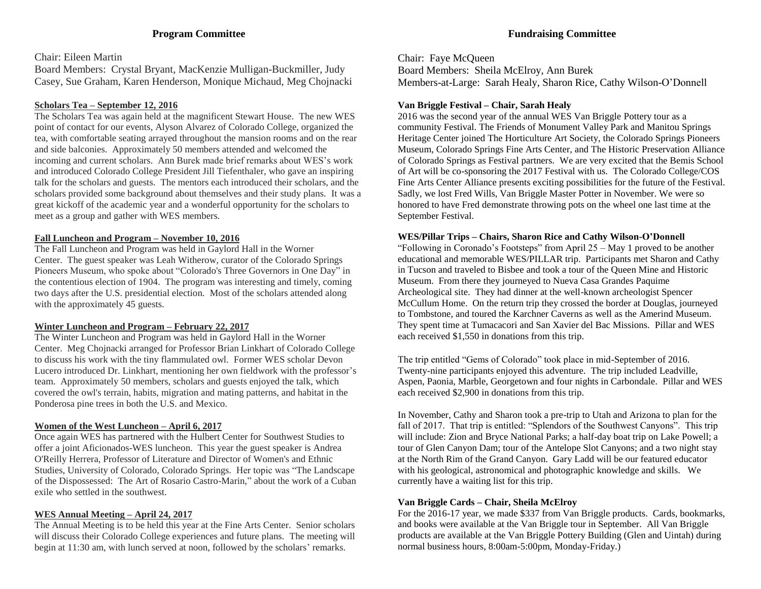## Program Committee

Chair: Eileen Martin
Board Members: Crystal Bryant, MacKenzie Mulligan-Buckmiller, Judy Casey, Sue Graham, Karen Henderson, Monique Michaud, Meg Chojnacki

**Scholars Tea – September 12, 2016**

The Scholars Tea was again held at the magnificent Stewart House. The new WES point of contact for our events, Alyson Alvarez of Colorado College, organized the tea, with comfortable seating arrayed throughout the mansion rooms and on the rear and side balconies. Approximately 50 members attended and welcomed the incoming and current scholars. Ann Burek made brief remarks about WES's work and introduced Colorado College President Jill Tiefenthaler, who gave an inspiring talk for the scholars and guests. The mentors each introduced their scholars, and the scholars provided some background about themselves and their study plans. It was a great kickoff of the academic year and a wonderful opportunity for the scholars to meet as a group and gather with WES members.

**Fall Luncheon and Program – November 10, 2016**

The Fall Luncheon and Program was held in Gaylord Hall in the Worner Center. The guest speaker was Leah Witherow, curator of the Colorado Springs Pioneers Museum, who spoke about "Colorado's Three Governors in One Day" in the contentious election of 1904. The program was interesting and timely, coming two days after the U.S. presidential election. Most of the scholars attended along with the approximately 45 guests.

**Winter Luncheon and Program – February 22, 2017**

The Winter Luncheon and Program was held in Gaylord Hall in the Worner Center. Meg Chojnacki arranged for Professor Brian Linkhart of Colorado College to discuss his work with the tiny flammulated owl. Former WES scholar Devon Lucero introduced Dr. Linkhart, mentioning her own fieldwork with the professor's team. Approximately 50 members, scholars and guests enjoyed the talk, which covered the owl's terrain, habits, migration and mating patterns, and habitat in the Ponderosa pine trees in both the U.S. and Mexico.

**Women of the West Luncheon – April 6, 2017**

Once again WES has partnered with the Hulbert Center for Southwest Studies to offer a joint Aficionados-WES luncheon. This year the guest speaker is Andrea O'Reilly Herrera, Professor of Literature and Director of Women's and Ethnic Studies, University of Colorado, Colorado Springs. Her topic was "The Landscape of the Dispossessed: The Art of Rosario Castro-Marin," about the work of a Cuban exile who settled in the southwest.

**WES Annual Meeting – April 24, 2017**

The Annual Meeting is to be held this year at the Fine Arts Center. Senior scholars will discuss their Colorado College experiences and future plans. The meeting will begin at 11:30 am, with lunch served at noon, followed by the scholars' remarks.

## Fundraising Committee

Chair: Faye McQueen
Board Members: Sheila McElroy, Ann Burek
Members-at-Large: Sarah Healy, Sharon Rice, Cathy Wilson-O'Donnell

**Van Briggle Festival – Chair, Sarah Healy**

2016 was the second year of the annual WES Van Briggle Pottery tour as a community Festival. The Friends of Monument Valley Park and Manitou Springs Heritage Center joined The Horticulture Art Society, the Colorado Springs Pioneers Museum, Colorado Springs Fine Arts Center, and The Historic Preservation Alliance of Colorado Springs as Festival partners. We are very excited that the Bemis School of Art will be co-sponsoring the 2017 Festival with us. The Colorado College/COS Fine Arts Center Alliance presents exciting possibilities for the future of the Festival. Sadly, we lost Fred Wills, Van Briggle Master Potter in November. We were so honored to have Fred demonstrate throwing pots on the wheel one last time at the September Festival.

**WES/Pillar Trips – Chairs, Sharon Rice and Cathy Wilson-O'Donnell**

"Following in Coronado's Footsteps" from April 25 – May 1 proved to be another educational and memorable WES/PILLAR trip. Participants met Sharon and Cathy in Tucson and traveled to Bisbee and took a tour of the Queen Mine and Historic Museum. From there they journeyed to Nueva Casa Grandes Paquime Archeological site. They had dinner at the well-known archeologist Spencer McCullum Home. On the return trip they crossed the border at Douglas, journeyed to Tombstone, and toured the Karchner Caverns as well as the Amerind Museum. They spent time at Tumacacori and San Xavier del Bac Missions. Pillar and WES each received $1,550 in donations from this trip.

The trip entitled "Gems of Colorado" took place in mid-September of 2016. Twenty-nine participants enjoyed this adventure. The trip included Leadville, Aspen, Paonia, Marble, Georgetown and four nights in Carbondale. Pillar and WES each received $2,900 in donations from this trip.

In November, Cathy and Sharon took a pre-trip to Utah and Arizona to plan for the fall of 2017. That trip is entitled: "Splendors of the Southwest Canyons". This trip will include: Zion and Bryce National Parks; a half-day boat trip on Lake Powell; a tour of Glen Canyon Dam; tour of the Antelope Slot Canyons; and a two night stay at the North Rim of the Grand Canyon. Gary Ladd will be our featured educator with his geological, astronomical and photographic knowledge and skills. We currently have a waiting list for this trip.

**Van Briggle Cards – Chair, Sheila McElroy**

For the 2016-17 year, we made $337 from Van Briggle products. Cards, bookmarks, and books were available at the Van Briggle tour in September. All Van Briggle products are available at the Van Briggle Pottery Building (Glen and Uintah) during normal business hours, 8:00am-5:00pm, Monday-Friday.)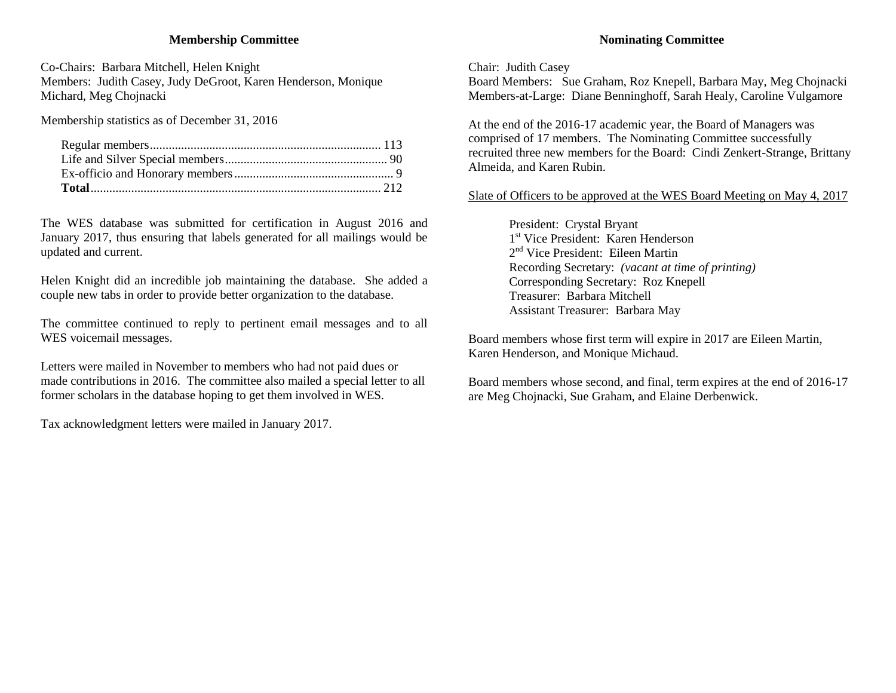## Membership Committee

Co-Chairs: Barbara Mitchell, Helen Knight
Members: Judith Casey, Judy DeGroot, Karen Henderson, Monique Michard, Meg Chojnacki

Membership statistics as of December 31, 2016

| | |
|---|---|
| Regular members | 113 |
| Life and Silver Special members | 90 |
| Ex-officio and Honorary members | 9 |
| **Total** | 212 |

The WES database was submitted for certification in August 2016 and January 2017, thus ensuring that labels generated for all mailings would be updated and current.

Helen Knight did an incredible job maintaining the database. She added a couple new tabs in order to provide better organization to the database.

The committee continued to reply to pertinent email messages and to all WES voicemail messages.

Letters were mailed in November to members who had not paid dues or made contributions in 2016. The committee also mailed a special letter to all former scholars in the database hoping to get them involved in WES.

Tax acknowledgment letters were mailed in January 2017.

## Nominating Committee

Chair: Judith Casey
Board Members: Sue Graham, Roz Knepell, Barbara May, Meg Chojnacki
Members-at-Large: Diane Benninghoff, Sarah Healy, Caroline Vulgamore

At the end of the 2016-17 academic year, the Board of Managers was comprised of 17 members. The Nominating Committee successfully recruited three new members for the Board: Cindi Zenkert-Strange, Brittany Almeida, and Karen Rubin.

<u>Slate of Officers to be approved at the WES Board Meeting on May 4, 2017</u>

President: Crystal Bryant
1st Vice President: Karen Henderson
2nd Vice President: Eileen Martin
Recording Secretary: *(vacant at time of printing)*
Corresponding Secretary: Roz Knepell
Treasurer: Barbara Mitchell
Assistant Treasurer: Barbara May

Board members whose first term will expire in 2017 are Eileen Martin, Karen Henderson, and Monique Michaud.

Board members whose second, and final, term expires at the end of 2016-17 are Meg Chojnacki, Sue Graham, and Elaine Derbenwick.